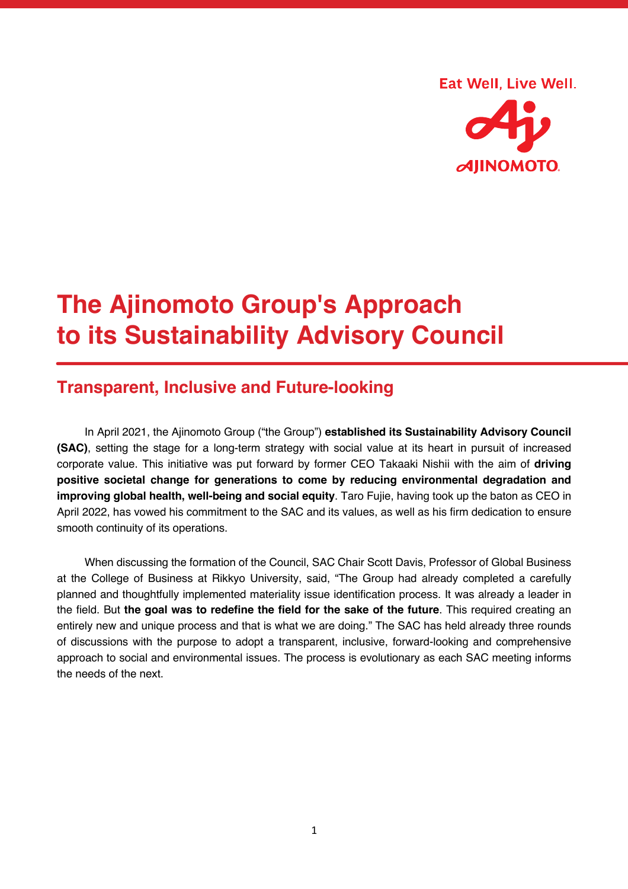Eat Well, Live Well.

AJINOMOTO

# The Ajinomoto Group's Approach to its Sustainability Advisory Council

## Transparent, Inclusive and Future-looking

In April 2021, the Ajinomoto Group (“the Group”) **established its Sustainability Advisory Council (SAC)**, setting the stage for a long-term strategy with social value at its heart in pursuit of increased corporate value. This initiative was put forward by former CEO Takaaki Nishii with the aim of **driving positive societal change for generations to come by reducing environmental degradation and improving global health, well-being and social equity**. Taro Fujie, having took up the baton as CEO in April 2022, has vowed his commitment to the SAC and its values, as well as his firm dedication to ensure smooth continuity of its operations.

When discussing the formation of the Council, SAC Chair Scott Davis, Professor of Global Business at the College of Business at Rikkyo University, said, “The Group had already completed a carefully planned and thoughtfully implemented materiality issue identification process. It was already a leader in the field. But **the goal was to redefine the field for the sake of the future**. This required creating an entirely new and unique process and that is what we are doing.” The SAC has held already three rounds of discussions with the purpose to adopt a transparent, inclusive, forward-looking and comprehensive approach to social and environmental issues. The process is evolutionary as each SAC meeting informs the needs of the next.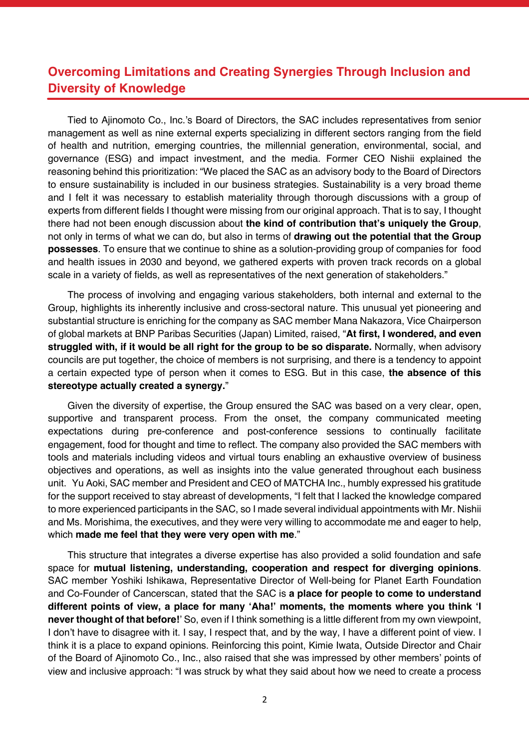## Overcoming Limitations and Creating Synergies Through Inclusion and Diversity of Knowledge

Tied to Ajinomoto Co., Inc.'s Board of Directors, the SAC includes representatives from senior management as well as nine external experts specializing in different sectors ranging from the field of health and nutrition, emerging countries, the millennial generation, environmental, social, and governance (ESG) and impact investment, and the media. Former CEO Nishii explained the reasoning behind this prioritization: "We placed the SAC as an advisory body to the Board of Directors to ensure sustainability is included in our business strategies. Sustainability is a very broad theme and I felt it was necessary to establish materiality through thorough discussions with a group of experts from different fields I thought were missing from our original approach. That is to say, I thought there had not been enough discussion about **the kind of contribution that's uniquely the Group**, not only in terms of what we can do, but also in terms of **drawing out the potential that the Group possesses**. To ensure that we continue to shine as a solution-providing group of companies for food and health issues in 2030 and beyond, we gathered experts with proven track records on a global scale in a variety of fields, as well as representatives of the next generation of stakeholders."

The process of involving and engaging various stakeholders, both internal and external to the Group, highlights its inherently inclusive and cross-sectoral nature. This unusual yet pioneering and substantial structure is enriching for the company as SAC member Mana Nakazora, Vice Chairperson of global markets at BNP Paribas Securities (Japan) Limited, raised, "**At first, I wondered, and even struggled with, if it would be all right for the group to be so disparate.** Normally, when advisory councils are put together, the choice of members is not surprising, and there is a tendency to appoint a certain expected type of person when it comes to ESG. But in this case, **the absence of this stereotype actually created a synergy.**"

Given the diversity of expertise, the Group ensured the SAC was based on a very clear, open, supportive and transparent process. From the onset, the company communicated meeting expectations during pre-conference and post-conference sessions to continually facilitate engagement, food for thought and time to reflect. The company also provided the SAC members with tools and materials including videos and virtual tours enabling an exhaustive overview of business objectives and operations, as well as insights into the value generated throughout each business unit. Yu Aoki, SAC member and President and CEO of MATCHA Inc., humbly expressed his gratitude for the support received to stay abreast of developments, "I felt that I lacked the knowledge compared to more experienced participants in the SAC, so I made several individual appointments with Mr. Nishii and Ms. Morishima, the executives, and they were very willing to accommodate me and eager to help, which **made me feel that they were very open with me**."

This structure that integrates a diverse expertise has also provided a solid foundation and safe space for **mutual listening, understanding, cooperation and respect for diverging opinions**. SAC member Yoshiki Ishikawa, Representative Director of Well-being for Planet Earth Foundation and Co-Founder of Cancerscan, stated that the SAC is **a place for people to come to understand different points of view, a place for many 'Aha!' moments, the moments where you think 'I never thought of that before!**' So, even if I think something is a little different from my own viewpoint, I don't have to disagree with it. I say, I respect that, and by the way, I have a different point of view. I think it is a place to expand opinions. Reinforcing this point, Kimie Iwata, Outside Director and Chair of the Board of Ajinomoto Co., Inc., also raised that she was impressed by other members' points of view and inclusive approach: "I was struck by what they said about how we need to create a process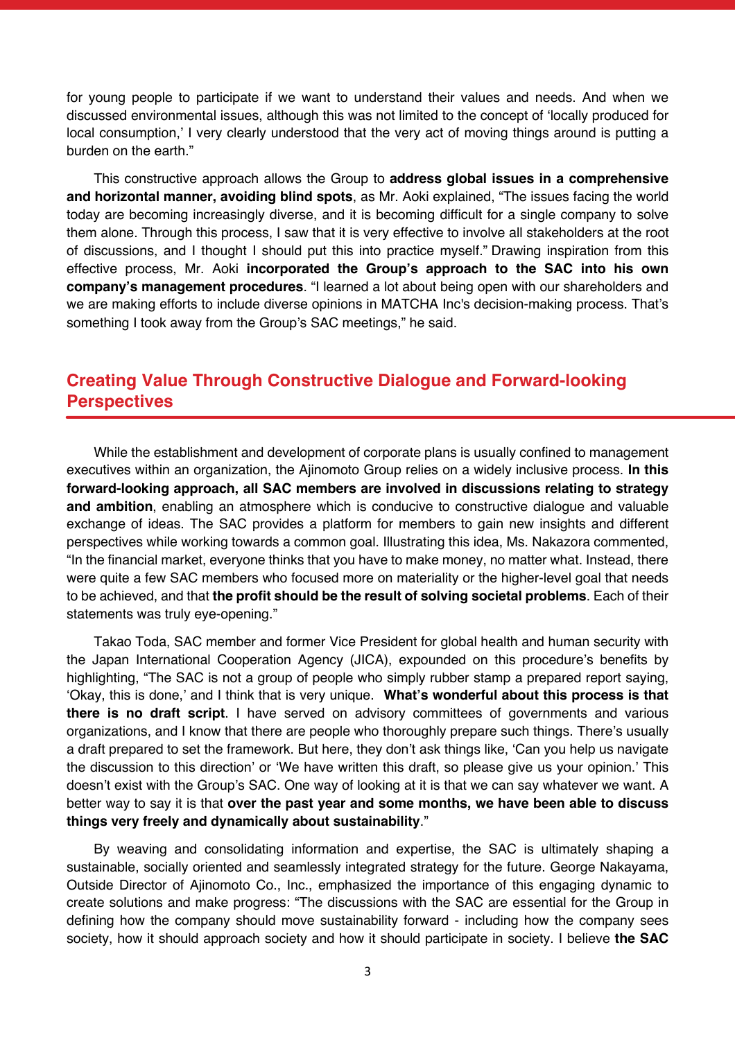for young people to participate if we want to understand their values and needs. And when we discussed environmental issues, although this was not limited to the concept of 'locally produced for local consumption,' I very clearly understood that the very act of moving things around is putting a burden on the earth."

This constructive approach allows the Group to **address global issues in a comprehensive and horizontal manner, avoiding blind spots**, as Mr. Aoki explained, "The issues facing the world today are becoming increasingly diverse, and it is becoming difficult for a single company to solve them alone. Through this process, I saw that it is very effective to involve all stakeholders at the root of discussions, and I thought I should put this into practice myself." Drawing inspiration from this effective process, Mr. Aoki **incorporated the Group's approach to the SAC into his own company's management procedures**. "I learned a lot about being open with our shareholders and we are making efforts to include diverse opinions in MATCHA Inc's decision-making process. That's something I took away from the Group's SAC meetings," he said.

## Creating Value Through Constructive Dialogue and Forward-looking Perspectives

While the establishment and development of corporate plans is usually confined to management executives within an organization, the Ajinomoto Group relies on a widely inclusive process. **In this forward-looking approach, all SAC members are involved in discussions relating to strategy and ambition**, enabling an atmosphere which is conducive to constructive dialogue and valuable exchange of ideas. The SAC provides a platform for members to gain new insights and different perspectives while working towards a common goal. Illustrating this idea, Ms. Nakazora commented, "In the financial market, everyone thinks that you have to make money, no matter what. Instead, there were quite a few SAC members who focused more on materiality or the higher-level goal that needs to be achieved, and that **the profit should be the result of solving societal problems**. Each of their statements was truly eye-opening."

Takao Toda, SAC member and former Vice President for global health and human security with the Japan International Cooperation Agency (JICA), expounded on this procedure's benefits by highlighting, "The SAC is not a group of people who simply rubber stamp a prepared report saying, 'Okay, this is done,' and I think that is very unique. **What's wonderful about this process is that there is no draft script**. I have served on advisory committees of governments and various organizations, and I know that there are people who thoroughly prepare such things. There's usually a draft prepared to set the framework. But here, they don't ask things like, 'Can you help us navigate the discussion to this direction' or 'We have written this draft, so please give us your opinion.' This doesn't exist with the Group's SAC. One way of looking at it is that we can say whatever we want. A better way to say it is that **over the past year and some months, we have been able to discuss things very freely and dynamically about sustainability**."

By weaving and consolidating information and expertise, the SAC is ultimately shaping a sustainable, socially oriented and seamlessly integrated strategy for the future. George Nakayama, Outside Director of Ajinomoto Co., Inc., emphasized the importance of this engaging dynamic to create solutions and make progress: "The discussions with the SAC are essential for the Group in defining how the company should move sustainability forward - including how the company sees society, how it should approach society and how it should participate in society. I believe **the SAC**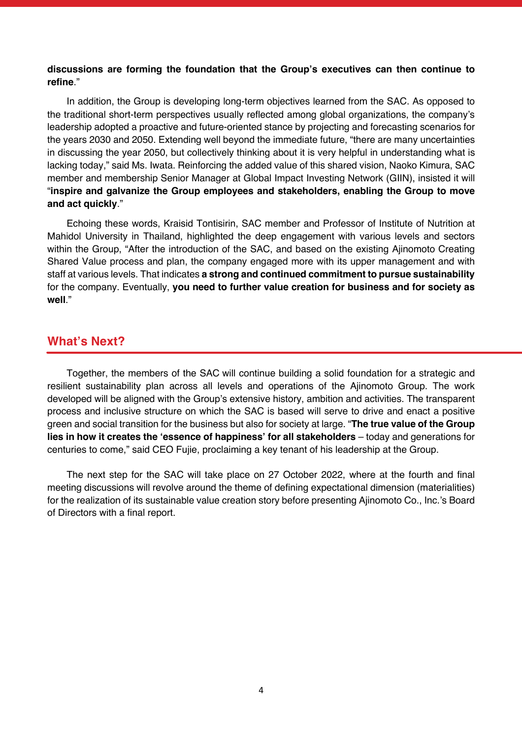**discussions are forming the foundation that the Group's executives can then continue to refine**."

In addition, the Group is developing long-term objectives learned from the SAC. As opposed to the traditional short-term perspectives usually reflected among global organizations, the company's leadership adopted a proactive and future-oriented stance by projecting and forecasting scenarios for the years 2030 and 2050. Extending well beyond the immediate future, "there are many uncertainties in discussing the year 2050, but collectively thinking about it is very helpful in understanding what is lacking today," said Ms. Iwata. Reinforcing the added value of this shared vision, Naoko Kimura, SAC member and membership Senior Manager at Global Impact Investing Network (GIIN), insisted it will "**inspire and galvanize the Group employees and stakeholders, enabling the Group to move and act quickly**."

Echoing these words, Kraisid Tontisirin, SAC member and Professor of Institute of Nutrition at Mahidol University in Thailand, highlighted the deep engagement with various levels and sectors within the Group, "After the introduction of the SAC, and based on the existing Ajinomoto Creating Shared Value process and plan, the company engaged more with its upper management and with staff at various levels. That indicates **a strong and continued commitment to pursue sustainability** for the company. Eventually, **you need to further value creation for business and for society as well**."

## What's Next?

Together, the members of the SAC will continue building a solid foundation for a strategic and resilient sustainability plan across all levels and operations of the Ajinomoto Group. The work developed will be aligned with the Group's extensive history, ambition and activities. The transparent process and inclusive structure on which the SAC is based will serve to drive and enact a positive green and social transition for the business but also for society at large. "**The true value of the Group lies in how it creates the 'essence of happiness' for all stakeholders** – today and generations for centuries to come," said CEO Fujie, proclaiming a key tenant of his leadership at the Group.

The next step for the SAC will take place on 27 October 2022, where at the fourth and final meeting discussions will revolve around the theme of defining expectational dimension (materialities) for the realization of its sustainable value creation story before presenting Ajinomoto Co., Inc.'s Board of Directors with a final report.